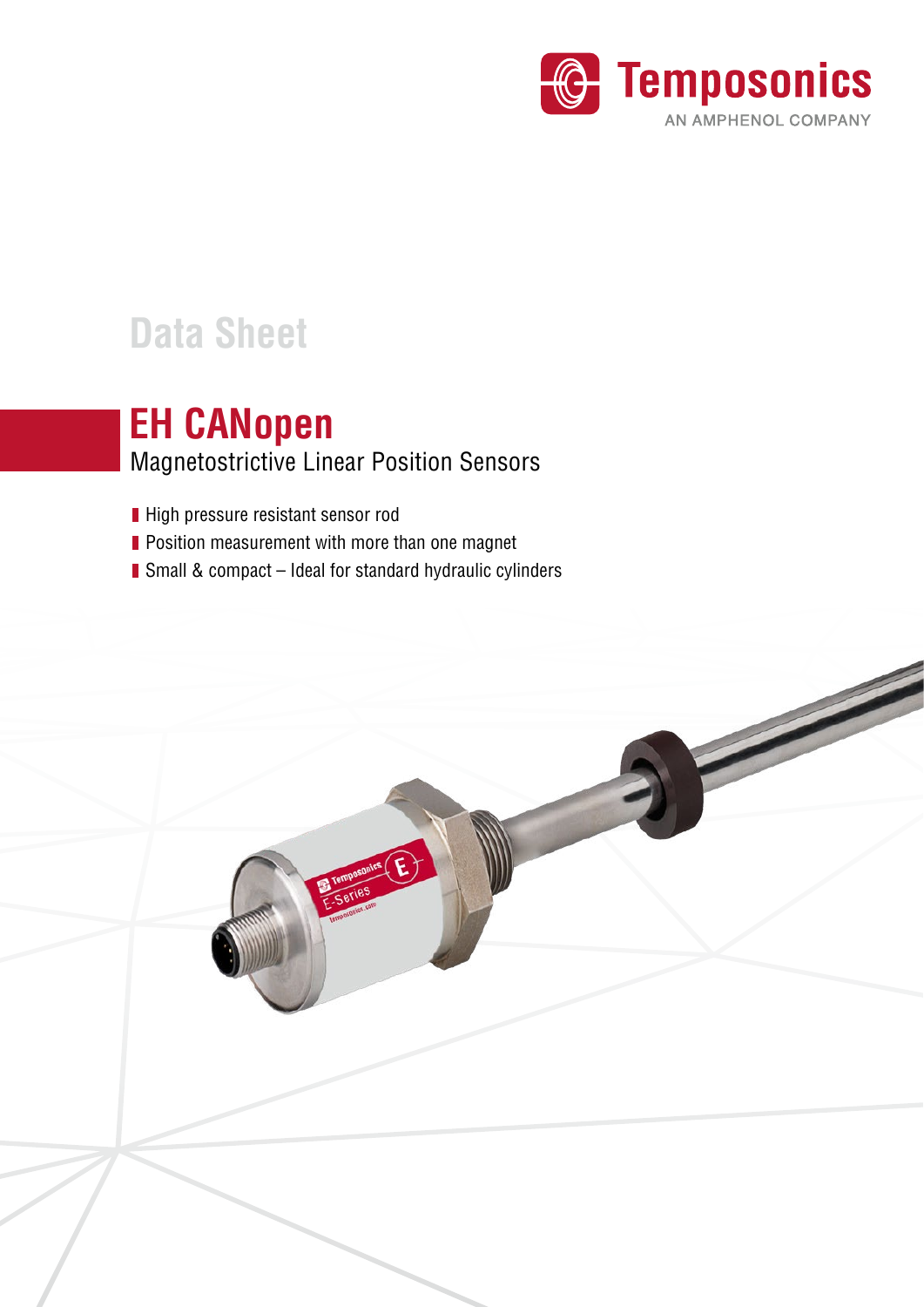Temposonics
AN AMPHENOL COMPANY

Data Sheet

# EH CANopen

## Magnetostrictive Linear Position Sensors

- High pressure resistant sensor rod
- Position measurement with more than one magnet
- Small & compact – Ideal for standard hydraulic cylinders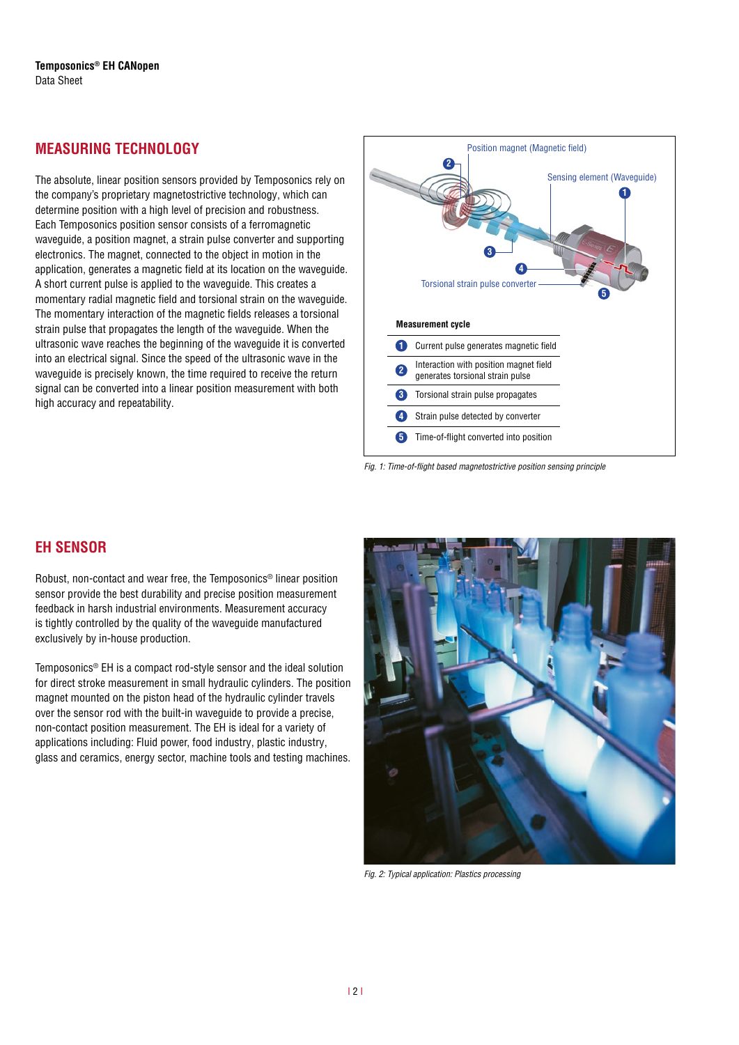## MEASURING TECHNOLOGY

The absolute, linear position sensors provided by Temposonics rely on the company's proprietary magnetostrictive technology, which can determine position with a high level of precision and robustness. Each Temposonics position sensor consists of a ferromagnetic waveguide, a position magnet, a strain pulse converter and supporting electronics. The magnet, connected to the object in motion in the application, generates a magnetic field at its location on the waveguide. A short current pulse is applied to the waveguide. This creates a momentary radial magnetic field and torsional strain on the waveguide. The momentary interaction of the magnetic fields releases a torsional strain pulse that propagates the length of the waveguide. When the ultrasonic wave reaches the beginning of the waveguide it is converted into an electrical signal. Since the speed of the ultrasonic wave in the waveguide is precisely known, the time required to receive the return signal can be converted into a linear position measurement with both high accuracy and repeatability.

Position magnet (Magnetic field)

Sensing element (Waveguide)

Torsional strain pulse converter

**Measurement cycle**

1. Current pulse generates magnetic field
2. Interaction with position magnet field generates torsional strain pulse
3. Torsional strain pulse propagates
4. Strain pulse detected by converter
5. Time-of-flight converted into position

*Fig. 1: Time-of-flight based magnetostrictive position sensing principle*

## EH SENSOR

Robust, non-contact and wear free, the Temposonics® linear position sensor provide the best durability and precise position measurement feedback in harsh industrial environments. Measurement accuracy is tightly controlled by the quality of the waveguide manufactured exclusively by in-house production.

Temposonics® EH is a compact rod-style sensor and the ideal solution for direct stroke measurement in small hydraulic cylinders. The position magnet mounted on the piston head of the hydraulic cylinder travels over the sensor rod with the built-in waveguide to provide a precise, non-contact position measurement. The EH is ideal for a variety of applications including: Fluid power, food industry, plastic industry, glass and ceramics, energy sector, machine tools and testing machines.

*Fig. 2: Typical application: Plastics processing*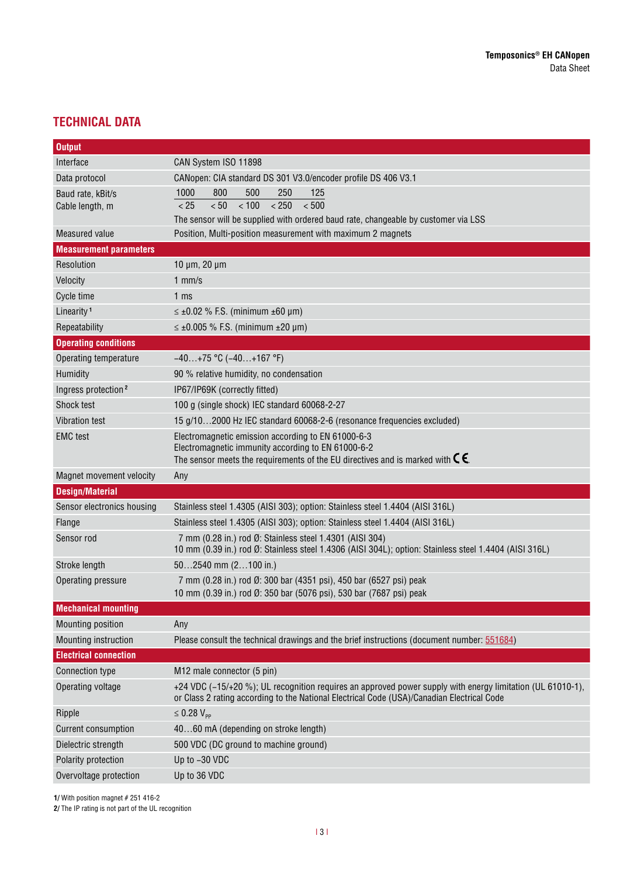## TECHNICAL DATA

| **Output** | |
|---|---|
| Interface | CAN System ISO 11898 |
| Data protocol | CANopen: CIA standard DS 301 V3.0/encoder profile DS 406 V3.1 |
| Baud rate, kBit/s<br>Cable length, m | 1000 / 800 / 500 / 250 / 125<br>< 25 / < 50 / < 100 / < 250 / < 500<br>The sensor will be supplied with ordered baud rate, changeable by customer via LSS |
| Measured value | Position, Multi-position measurement with maximum 2 magnets |
| **Measurement parameters** | |
| Resolution | 10 µm, 20 µm |
| Velocity | 1 mm/s |
| Cycle time | 1 ms |
| Linearity [1] | ≤ ±0.02 % F.S. (minimum ±60 µm) |
| Repeatability | ≤ ±0.005 % F.S. (minimum ±20 µm) |
| **Operating conditions** | |
| Operating temperature | −40…+75 °C (−40…+167 °F) |
| Humidity | 90 % relative humidity, no condensation |
| Ingress protection [2] | IP67/IP69K (correctly fitted) |
| Shock test | 100 g (single shock) IEC standard 60068-2-27 |
| Vibration test | 15 g/10…2000 Hz IEC standard 60068-2-6 (resonance frequencies excluded) |
| EMC test | Electromagnetic emission according to EN 61000-6-3<br>Electromagnetic immunity according to EN 61000-6-2<br>The sensor meets the requirements of the EU directives and is marked with CE. |
| Magnet movement velocity | Any |
| **Design/Material** | |
| Sensor electronics housing | Stainless steel 1.4305 (AISI 303); option: Stainless steel 1.4404 (AISI 316L) |
| Flange | Stainless steel 1.4305 (AISI 303); option: Stainless steel 1.4404 (AISI 316L) |
| Sensor rod | 7 mm (0.28 in.) rod Ø: Stainless steel 1.4301 (AISI 304)<br>10 mm (0.39 in.) rod Ø: Stainless steel 1.4306 (AISI 304L); option: Stainless steel 1.4404 (AISI 316L) |
| Stroke length | 50…2540 mm (2…100 in.) |
| Operating pressure | 7 mm (0.28 in.) rod Ø: 300 bar (4351 psi), 450 bar (6527 psi) peak<br>10 mm (0.39 in.) rod Ø: 350 bar (5076 psi), 530 bar (7687 psi) peak |
| **Mechanical mounting** | |
| Mounting position | Any |
| Mounting instruction | Please consult the technical drawings and the brief instructions (document number: 551684) |
| **Electrical connection** | |
| Connection type | M12 male connector (5 pin) |
| Operating voltage | +24 VDC (−15/+20 %); UL recognition requires an approved power supply with energy limitation (UL 61010-1), or Class 2 rating according to the National Electrical Code (USA)/Canadian Electrical Code |
| Ripple | ≤ 0.28 $V_{PP}$ |
| Current consumption | 40…60 mA (depending on stroke length) |
| Dielectric strength | 500 VDC (DC ground to machine ground) |
| Polarity protection | Up to −30 VDC |
| Overvoltage protection | Up to 36 VDC |

**1/** With position magnet # 251 416-2
**2/** The IP rating is not part of the UL recognition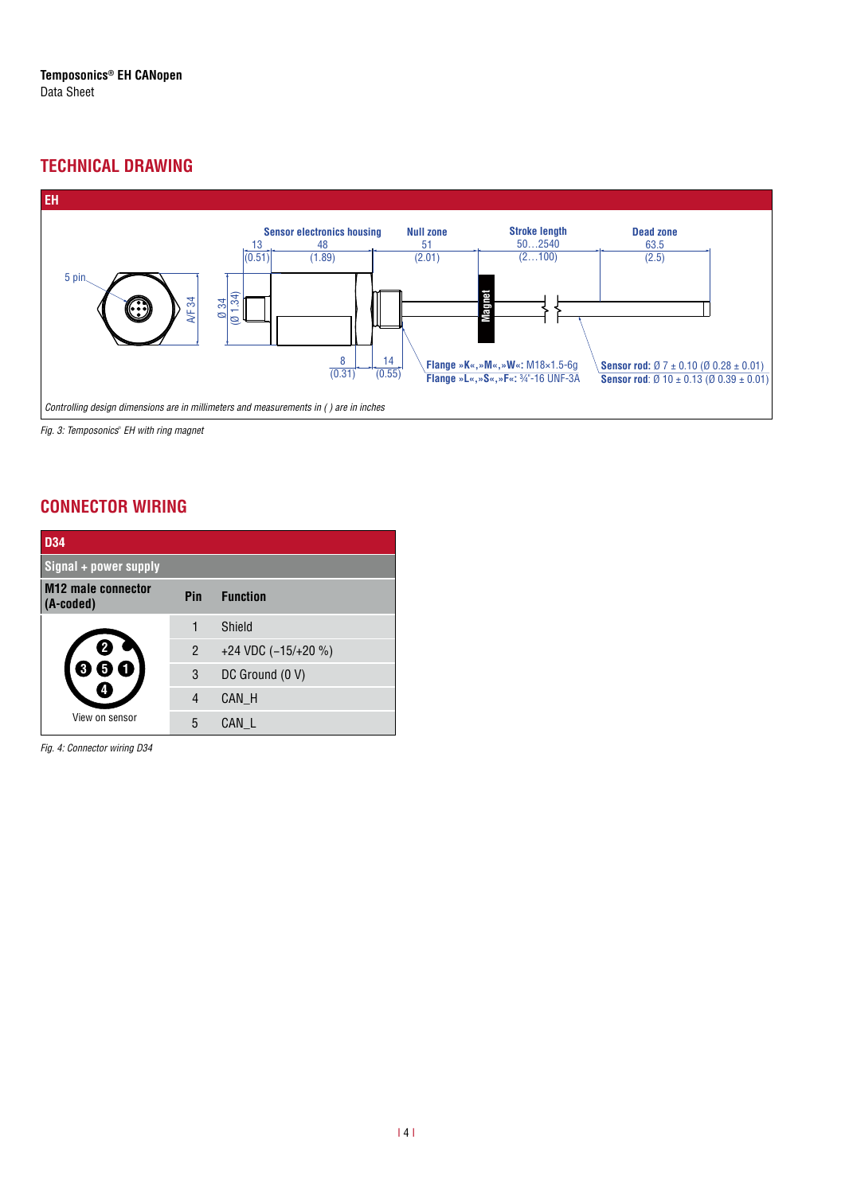## TECHNICAL DRAWING

**EH**

5 pin

A/F 34

Ø 34 (Ø 1.34)

**Sensor electronics housing** 48 (1.89)

13 (0.51)

**Null zone** 51 (2.01)

**Stroke length** 50…2540 (2…100)

**Dead zone** 63.5 (2.5)

**Magnet**

8 (0.31)

14 (0.55)

**Flange »K«,»M«,»W«:** M18×1.5-6g
**Flange »L«,»S«,»F«:** ¾"-16 UNF-3A

**Sensor rod:** Ø 7 ± 0.10 (Ø 0.28 ± 0.01)
**Sensor rod:** Ø 10 ± 0.13 (Ø 0.39 ± 0.01)

*Controlling design dimensions are in millimeters and measurements in ( ) are in inches*

*Fig. 3: Temposonics® EH with ring magnet*

## CONNECTOR WIRING

| D34 | | |
|---|---|---|
| **Signal + power supply** | | |
| **M12 male connector (A-coded)** | **Pin** | **Function** |
| View on sensor | 1 | Shield |
| | 2 | +24 VDC (−15/+20 %) |
| | 3 | DC Ground (0 V) |
| | 4 | CAN_H |
| | 5 | CAN_L |

*Fig. 4: Connector wiring D34*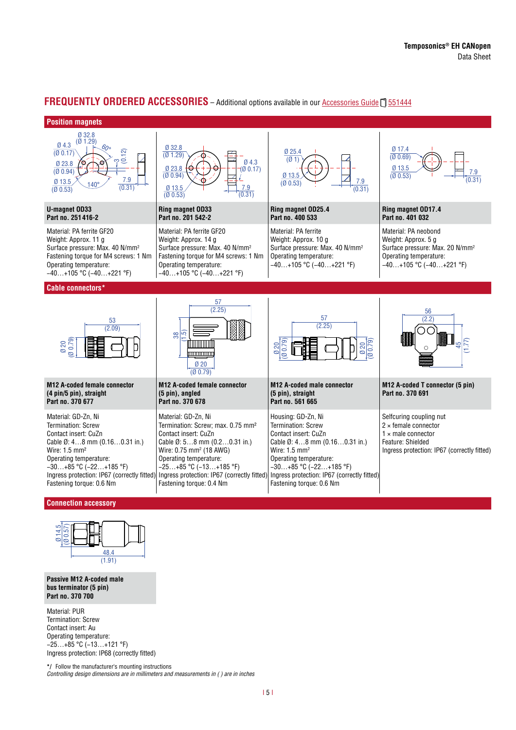## FREQUENTLY ORDERED ACCESSORIES – Additional options available in our Accessories Guide 551444

### Position magnets

| U-magnet OD33<br>Part no. 251 416-2 | Ring magnet OD33<br>Part no. 201 542-2 | Ring magnet OD25.4<br>Part no. 400 533 | Ring magnet OD17.4<br>Part no. 401 032 |
|---|---|---|---|
| Material: PA ferrite GF20<br>Weight: Approx. 11 g<br>Surface pressure: Max. 40 N/mm²<br>Fastening torque for M4 screws: 1 Nm<br>Operating temperature:<br>−40…+105 °C (−40…+221 °F) | Material: PA ferrite GF20<br>Weight: Approx. 14 g<br>Surface pressure: Max. 40 N/mm²<br>Fastening torque for M4 screws: 1 Nm<br>Operating temperature:<br>−40…+105 °C (−40…+221 °F) | Material: PA ferrite<br>Weight: Approx. 10 g<br>Surface pressure: Max. 40 N/mm²<br>Operating temperature:<br>−40…+105 °C (−40…+221 °F) | Material: PA neobond<br>Weight: Approx. 5 g<br>Surface pressure: Max. 20 N/mm²<br>Operating temperature:<br>−40…+105 °C (−40…+221 °F) |

### Cable connectors*

| M12 A-coded female connector (4 pin/5 pin), straight<br>Part no. 370 677 | M12 A-coded female connector (5 pin), angled<br>Part no. 370 678 | M12 A-coded male connector (5 pin), straight<br>Part no. 561 665 | M12 A-coded T connector (5 pin)<br>Part no. 370 691 |
|---|---|---|---|
| Material: GD-Zn, Ni<br>Termination: Screw<br>Contact insert: CuZn<br>Cable Ø: 4…8 mm (0.16…0.31 in.)<br>Wire: 1.5 mm²<br>Operating temperature:<br>−30…+85 °C (−22…+185 °F)<br>Ingress protection: IP67 (correctly fitted)<br>Fastening torque: 0.6 Nm | Material: GD-Zn, Ni<br>Termination: Screw; max. 0.75 mm²<br>Contact insert: CuZn<br>Cable Ø: 5…8 mm (0.2…0.31 in.)<br>Wire: 0.75 mm² (18 AWG)<br>Operating temperature:<br>−25…+85 °C (−13…+185 °F)<br>Ingress protection: IP67 (correctly fitted)<br>Fastening torque: 0.4 Nm | Housing: GD-Zn, Ni<br>Termination: Screw<br>Contact insert: CuZn<br>Cable Ø: 4…8 mm (0.16…0.31 in.)<br>Wire: 1.5 mm²<br>Operating temperature:<br>−30…+85 °C (−22…+185 °F)<br>Ingress protection: IP67 (correctly fitted)<br>Fastening torque: 0.6 Nm | Selfcuring coupling nut<br>2 × female connector<br>1 × male connector<br>Feature: Shielded<br>Ingress protection: IP67 (correctly fitted) |

### Connection accessory

| Passive M12 A-coded male bus terminator (5 pin)<br>Part no. 370 700 |
|---|
| Material: PUR<br>Termination: Screw<br>Contact insert: Au<br>Operating temperature:<br>−25…+85 °C (−13…+121 °F)<br>Ingress protection: IP68 (correctly fitted) |

*/ Follow the manufacturer's mounting instructions

*Controlling design dimensions are in millimeters and measurements in ( ) are in inches*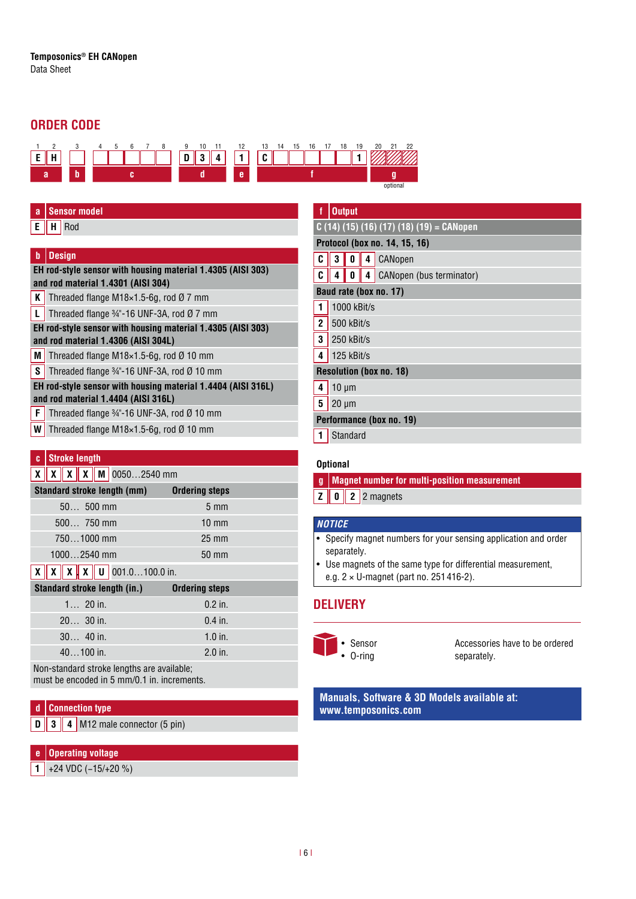## ORDER CODE

| 1 | 2 | 3 | 4 | 5 | 6 | 7 | 8 | 9 | 10 | 11 | 12 | 13 | 14 | 15 | 16 | 17 | 18 | 19 | 20 | 21 | 22 |
|---|---|---|---|---|---|---|---|---|---|---|---|---|---|---|---|---|---|---|---|---|---|
| E | H | | | | | | | D | 3 | 4 | 1 | C | | | | | | 1 | | | |
| a | | b | c | | | | | d | | | e | f | | | | | | | g (optional) | | |

| a | Sensor model |
|---|---|
| E H | Rod |

| b | Design |
|---|---|
| | **EH rod-style sensor with housing material 1.4305 (AISI 303) and rod material 1.4301 (AISI 304)** |
| K | Threaded flange M18×1.5-6g, rod Ø 7 mm |
| L | Threaded flange ¾"-16 UNF-3A, rod Ø 7 mm |
| | **EH rod-style sensor with housing material 1.4305 (AISI 303) and rod material 1.4306 (AISI 304L)** |
| M | Threaded flange M18×1.5-6g, rod Ø 10 mm |
| S | Threaded flange ¾"-16 UNF-3A, rod Ø 10 mm |
| | **EH rod-style sensor with housing material 1.4404 (AISI 316L) and rod material 1.4404 (AISI 316L)** |
| F | Threaded flange ¾"-16 UNF-3A, rod Ø 10 mm |
| W | Threaded flange M18×1.5-6g, rod Ø 10 mm |

| c | Stroke length |
|---|---|
| X X X X M | 0050…2540 mm |
| **Standard stroke length (mm)** | **Ordering steps** |
| 50… 500 mm | 5 mm |
| 500… 750 mm | 10 mm |
| 750…1000 mm | 25 mm |
| 1000…2540 mm | 50 mm |
| X X X X U | 001.0…100.0 in. |
| **Standard stroke length (in.)** | **Ordering steps** |
| 1… 20 in. | 0.2 in. |
| 20… 30 in. | 0.4 in. |
| 30… 40 in. | 1.0 in. |
| 40…100 in. | 2.0 in. |

Non-standard stroke lengths are available; must be encoded in 5 mm/0.1 in. increments.

| d | Connection type |
|---|---|
| D 3 4 | M12 male connector (5 pin) |

| e | Operating voltage |
|---|---|
| 1 | +24 VDC (−15/+20 %) |

| f | Output |
|---|---|
| | **C (14) (15) (16) (17) (18) (19) = CANopen** |
| | **Protocol (box no. 14, 15, 16)** |
| C 3 0 4 | CANopen |
| C 4 0 4 | CANopen (bus terminator) |
| | **Baud rate (box no. 17)** |
| 1 | 1000 kBit/s |
| 2 | 500 kBit/s |
| 3 | 250 kBit/s |
| 4 | 125 kBit/s |
| | **Resolution (box no. 18)** |
| 4 | 10 µm |
| 5 | 20 µm |
| | **Performance (box no. 19)** |
| 1 | Standard |

**Optional**

| g | Magnet number for multi-position measurement |
|---|---|
| Z 0 2 | 2 magnets |

**NOTICE**

- Specify magnet numbers for your sensing application and order separately.
- Use magnets of the same type for differential measurement, e.g. 2 × U-magnet (part no. 251 416-2).

## DELIVERY

- Sensor
- O-ring

Accessories have to be ordered separately.

**Manuals, Software & 3D Models available at: www.temposonics.com**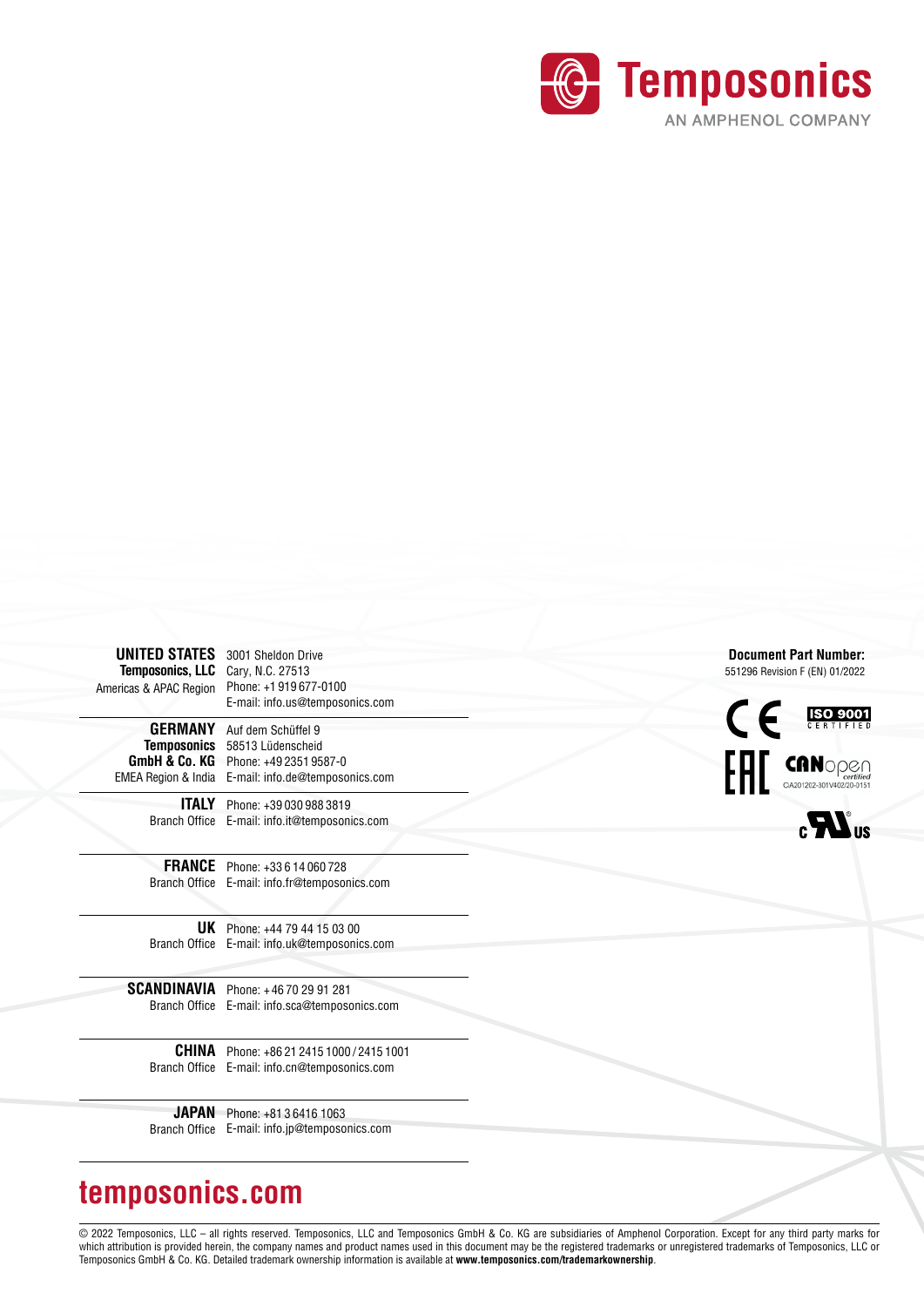Temposonics
AN AMPHENOL COMPANY

**UNITED STATES**
**Temposonics, LLC**
Americas & APAC Region
3001 Sheldon Drive
Cary, N.C. 27513
Phone: +1 919 677-0100
E-mail: info.us@temposonics.com

**GERMANY**
**Temposonics GmbH & Co. KG**
EMEA Region & India
Auf dem Schüffel 9
58513 Lüdenscheid
Phone: +49 2351 9587-0
E-mail: info.de@temposonics.com

**ITALY**
Branch Office
Phone: +39 030 988 3819
E-mail: info.it@temposonics.com

**FRANCE**
Branch Office
Phone: +33 6 14 060 728
E-mail: info.fr@temposonics.com

**UK**
Branch Office
Phone: +44 79 44 15 03 00
E-mail: info.uk@temposonics.com

**SCANDINAVIA**
Branch Office
Phone: + 46 70 29 91 281
E-mail: info.sca@temposonics.com

**CHINA**
Branch Office
Phone: +86 21 2415 1000 / 2415 1001
E-mail: info.cn@temposonics.com

**JAPAN**
Branch Office
Phone: +81 3 6416 1063
E-mail: info.jp@temposonics.com

**Document Part Number:**
551296 Revision F (EN) 01/2022

ISO 9001 CERTIFIED

CANopen certified CA201202-301V402/20-0151

## temposonics.com

© 2022 Temposonics, LLC – all rights reserved. Temposonics, LLC and Temposonics GmbH & Co. KG are subsidiaries of Amphenol Corporation. Except for any third party marks for which attribution is provided herein, the company names and product names used in this document may be the registered trademarks or unregistered trademarks of Temposonics, LLC or Temposonics GmbH & Co. KG. Detailed trademark ownership information is available at **www.temposonics.com/trademarkownership**.